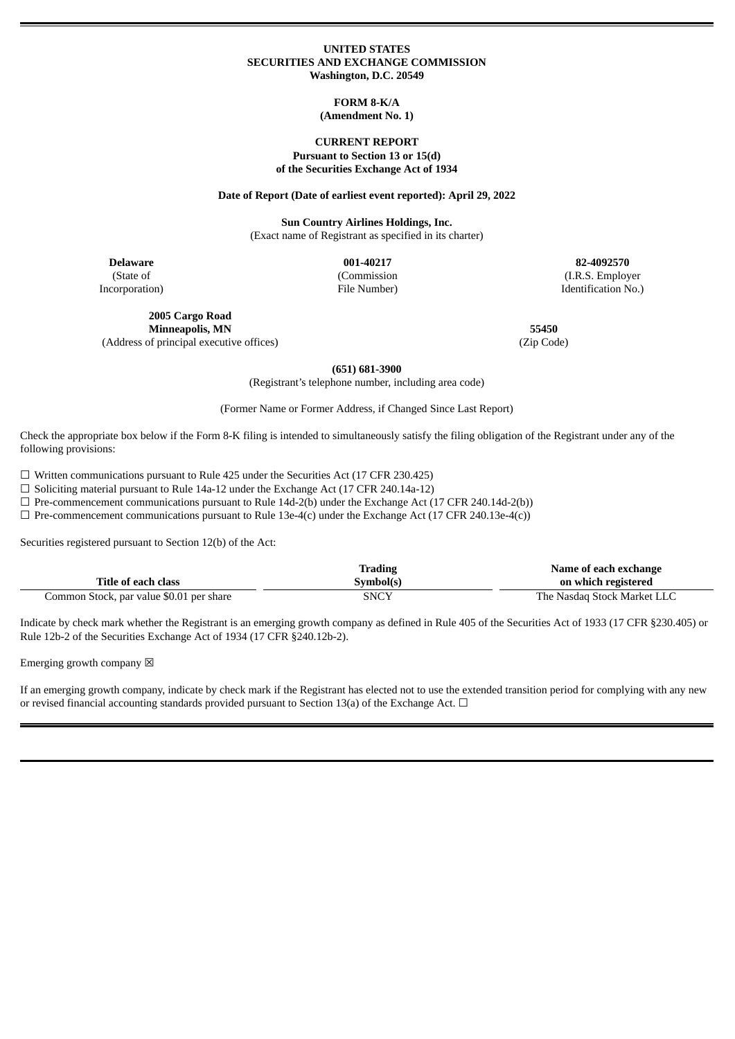**UNITED STATES**
**SECURITIES AND EXCHANGE COMMISSION**
**Washington, D.C. 20549**

**FORM 8-K/A**
**(Amendment No. 1)**

**CURRENT REPORT**
**Pursuant to Section 13 or 15(d)**
**of the Securities Exchange Act of 1934**

**Date of Report (Date of earliest event reported): April 29, 2022**

**Sun Country Airlines Holdings, Inc.**
(Exact name of Registrant as specified in its charter)

| **Delaware** | **001-40217** | **82-4092570** |
|---|---|---|
| (State of Incorporation) | (Commission File Number) | (I.R.S. Employer Identification No.) |

| **2005 Cargo Road Minneapolis, MN** | **55450** |
|---|---|
| (Address of principal executive offices) | (Zip Code) |

**(651) 681-3900**
(Registrant's telephone number, including area code)

(Former Name or Former Address, if Changed Since Last Report)

Check the appropriate box below if the Form 8-K filing is intended to simultaneously satisfy the filing obligation of the Registrant under any of the following provisions:

☐ Written communications pursuant to Rule 425 under the Securities Act (17 CFR 230.425)
☐ Soliciting material pursuant to Rule 14a-12 under the Exchange Act (17 CFR 240.14a-12)
☐ Pre-commencement communications pursuant to Rule 14d-2(b) under the Exchange Act (17 CFR 240.14d-2(b))
☐ Pre-commencement communications pursuant to Rule 13e-4(c) under the Exchange Act (17 CFR 240.13e-4(c))

Securities registered pursuant to Section 12(b) of the Act:

| Title of each class | Trading Symbol(s) | Name of each exchange on which registered |
|---|---|---|
| Common Stock, par value $0.01 per share | SNCY | The Nasdaq Stock Market LLC |

Indicate by check mark whether the Registrant is an emerging growth company as defined in Rule 405 of the Securities Act of 1933 (17 CFR §230.405) or Rule 12b-2 of the Securities Exchange Act of 1934 (17 CFR §240.12b-2).

Emerging growth company ☒

If an emerging growth company, indicate by check mark if the Registrant has elected not to use the extended transition period for complying with any new or revised financial accounting standards provided pursuant to Section 13(a) of the Exchange Act. ☐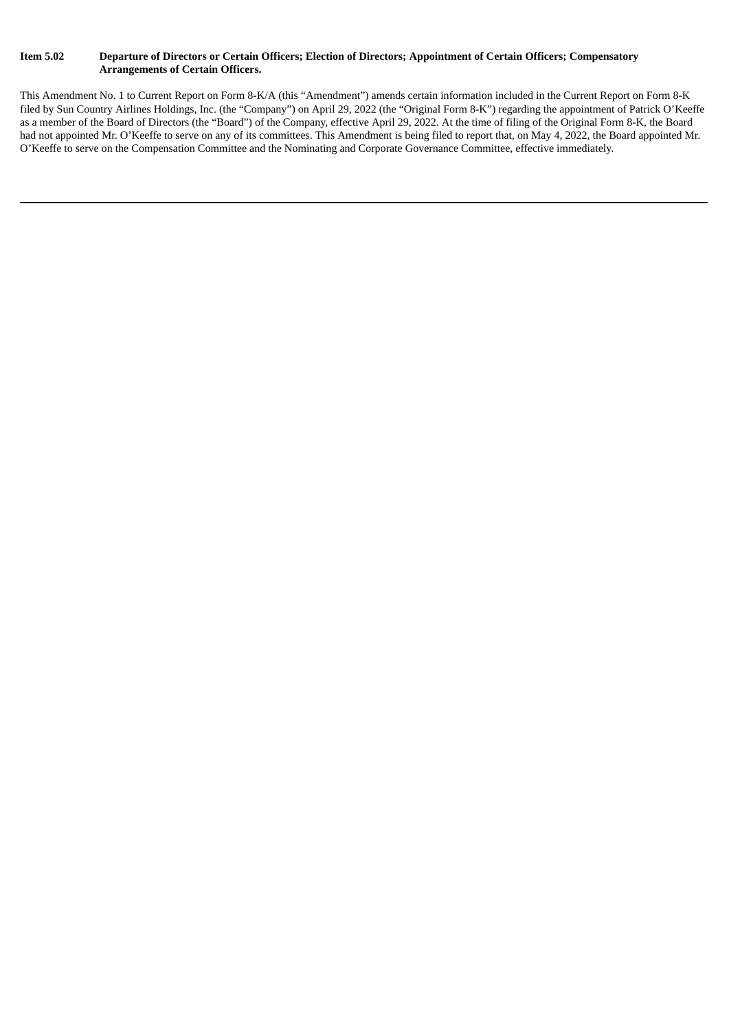**Item 5.02 Departure of Directors or Certain Officers; Election of Directors; Appointment of Certain Officers; Compensatory Arrangements of Certain Officers.**

This Amendment No. 1 to Current Report on Form 8-K/A (this "Amendment") amends certain information included in the Current Report on Form 8-K filed by Sun Country Airlines Holdings, Inc. (the "Company") on April 29, 2022 (the "Original Form 8-K") regarding the appointment of Patrick O'Keeffe as a member of the Board of Directors (the "Board") of the Company, effective April 29, 2022. At the time of filing of the Original Form 8-K, the Board had not appointed Mr. O'Keeffe to serve on any of its committees. This Amendment is being filed to report that, on May 4, 2022, the Board appointed Mr. O'Keeffe to serve on the Compensation Committee and the Nominating and Corporate Governance Committee, effective immediately.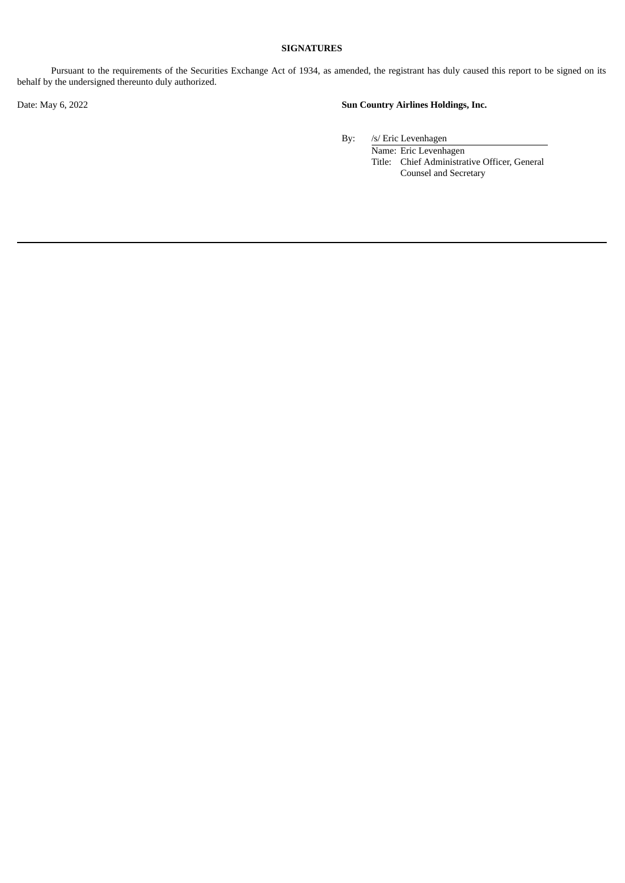**SIGNATURES**

Pursuant to the requirements of the Securities Exchange Act of 1934, as amended, the registrant has duly caused this report to be signed on its behalf by the undersigned thereunto duly authorized.

Date: May 6, 2022

**Sun Country Airlines Holdings, Inc.**

By: /s/ Eric Levenhagen

Name: Eric Levenhagen

Title: Chief Administrative Officer, General Counsel and Secretary